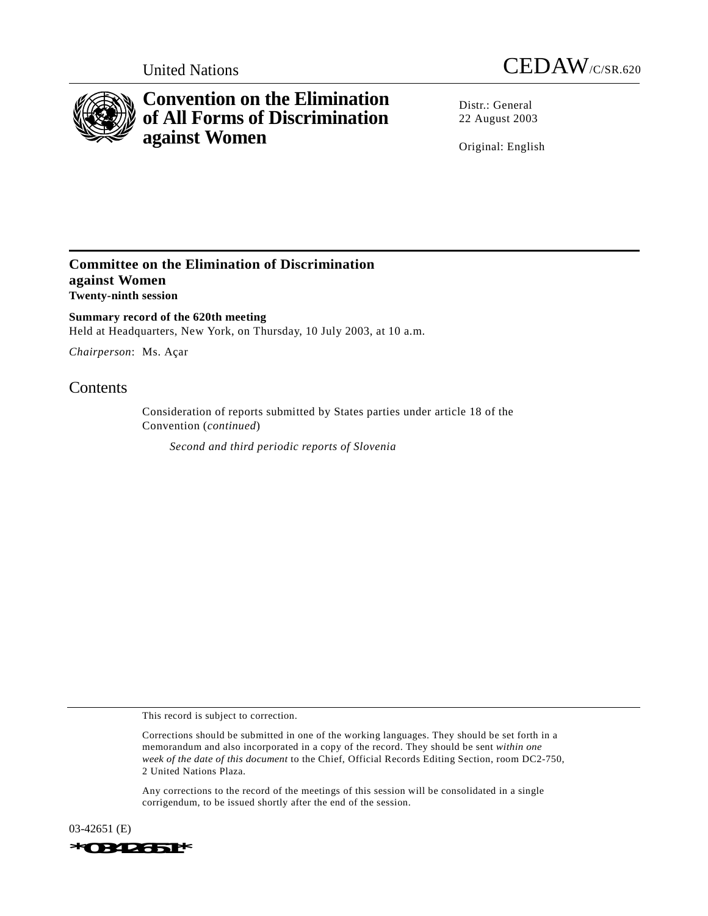United Nations

CEDAW/C/SR.620

# Convention on the Elimination of All Forms of Discrimination against Women

Distr.: General
22 August 2003

Original: English

## Committee on the Elimination of Discrimination against Women

**Twenty-ninth session**

**Summary record of the 620th meeting**

Held at Headquarters, New York, on Thursday, 10 July 2003, at 10 a.m.

*Chairperson*: Ms. Açar

## Contents

Consideration of reports submitted by States parties under article 18 of the Convention (*continued*)

*Second and third periodic reports of Slovenia*

This record is subject to correction.

Corrections should be submitted in one of the working languages. They should be set forth in a memorandum and also incorporated in a copy of the record. They should be sent *within one week of the date of this document* to the Chief, Official Records Editing Section, room DC2-750, 2 United Nations Plaza.

Any corrections to the record of the meetings of this session will be consolidated in a single corrigendum, to be issued shortly after the end of the session.

03-42651 (E)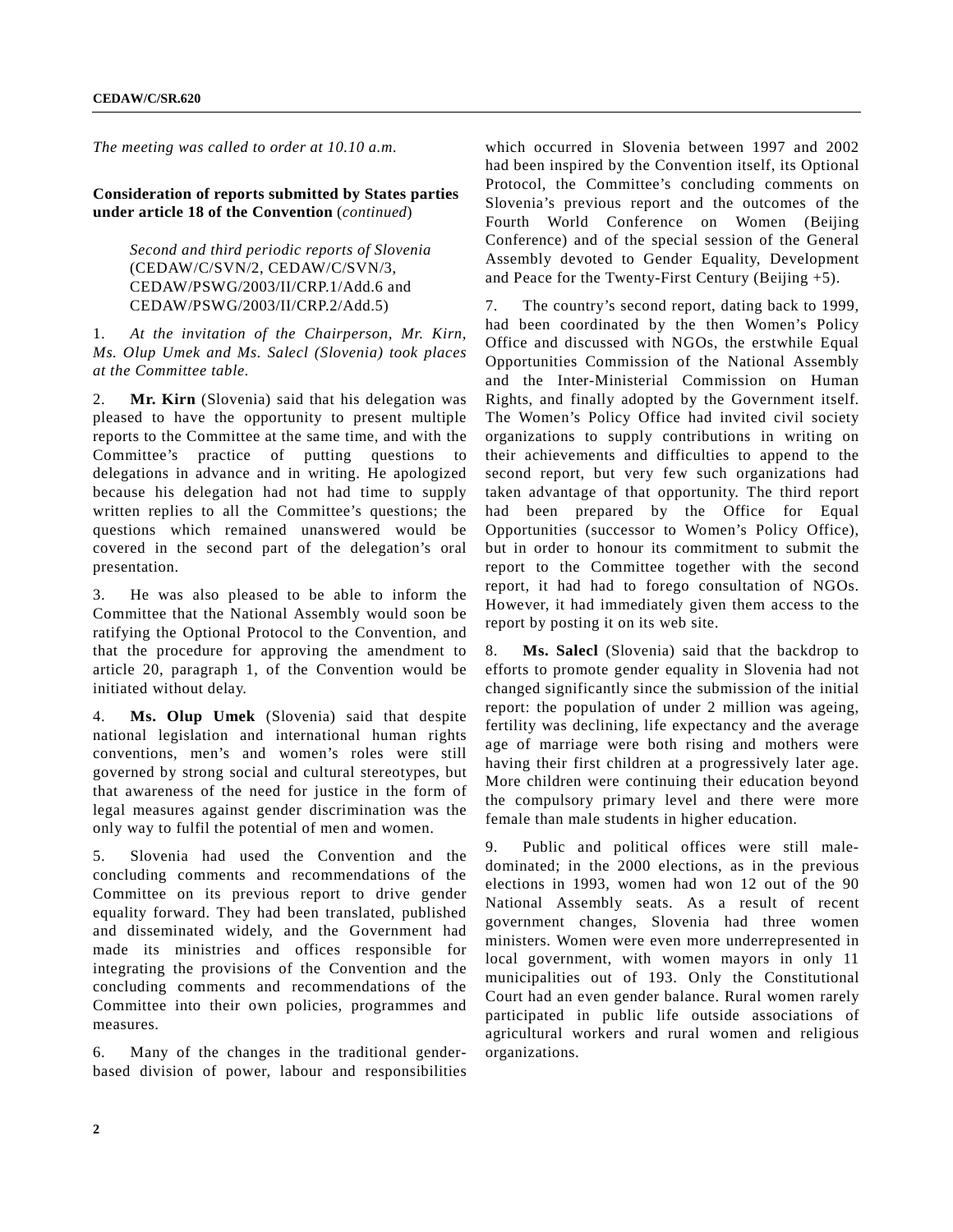*The meeting was called to order at 10.10 a.m.*

**Consideration of reports submitted by States parties under article 18 of the Convention** (*continued*)

*Second and third periodic reports of Slovenia* (CEDAW/C/SVN/2, CEDAW/C/SVN/3, CEDAW/PSWG/2003/II/CRP.1/Add.6 and CEDAW/PSWG/2003/II/CRP.2/Add.5)

1. *At the invitation of the Chairperson, Mr. Kirn, Ms. Olup Umek and Ms. Salecl (Slovenia) took places at the Committee table.*

2. **Mr. Kirn** (Slovenia) said that his delegation was pleased to have the opportunity to present multiple reports to the Committee at the same time, and with the Committee's practice of putting questions to delegations in advance and in writing. He apologized because his delegation had not had time to supply written replies to all the Committee's questions; the questions which remained unanswered would be covered in the second part of the delegation's oral presentation.

3. He was also pleased to be able to inform the Committee that the National Assembly would soon be ratifying the Optional Protocol to the Convention, and that the procedure for approving the amendment to article 20, paragraph 1, of the Convention would be initiated without delay.

4. **Ms. Olup Umek** (Slovenia) said that despite national legislation and international human rights conventions, men's and women's roles were still governed by strong social and cultural stereotypes, but that awareness of the need for justice in the form of legal measures against gender discrimination was the only way to fulfil the potential of men and women.

5. Slovenia had used the Convention and the concluding comments and recommendations of the Committee on its previous report to drive gender equality forward. They had been translated, published and disseminated widely, and the Government had made its ministries and offices responsible for integrating the provisions of the Convention and the concluding comments and recommendations of the Committee into their own policies, programmes and measures.

6. Many of the changes in the traditional gender-based division of power, labour and responsibilities which occurred in Slovenia between 1997 and 2002 had been inspired by the Convention itself, its Optional Protocol, the Committee's concluding comments on Slovenia's previous report and the outcomes of the Fourth World Conference on Women (Beijing Conference) and of the special session of the General Assembly devoted to Gender Equality, Development and Peace for the Twenty-First Century (Beijing +5).

7. The country's second report, dating back to 1999, had been coordinated by the then Women's Policy Office and discussed with NGOs, the erstwhile Equal Opportunities Commission of the National Assembly and the Inter-Ministerial Commission on Human Rights, and finally adopted by the Government itself. The Women's Policy Office had invited civil society organizations to supply contributions in writing on their achievements and difficulties to append to the second report, but very few such organizations had taken advantage of that opportunity. The third report had been prepared by the Office for Equal Opportunities (successor to Women's Policy Office), but in order to honour its commitment to submit the report to the Committee together with the second report, it had had to forego consultation of NGOs. However, it had immediately given them access to the report by posting it on its web site.

8. **Ms. Salecl** (Slovenia) said that the backdrop to efforts to promote gender equality in Slovenia had not changed significantly since the submission of the initial report: the population of under 2 million was ageing, fertility was declining, life expectancy and the average age of marriage were both rising and mothers were having their first children at a progressively later age. More children were continuing their education beyond the compulsory primary level and there were more female than male students in higher education.

9. Public and political offices were still male-dominated; in the 2000 elections, as in the previous elections in 1993, women had won 12 out of the 90 National Assembly seats. As a result of recent government changes, Slovenia had three women ministers. Women were even more underrepresented in local government, with women mayors in only 11 municipalities out of 193. Only the Constitutional Court had an even gender balance. Rural women rarely participated in public life outside associations of agricultural workers and rural women and religious organizations.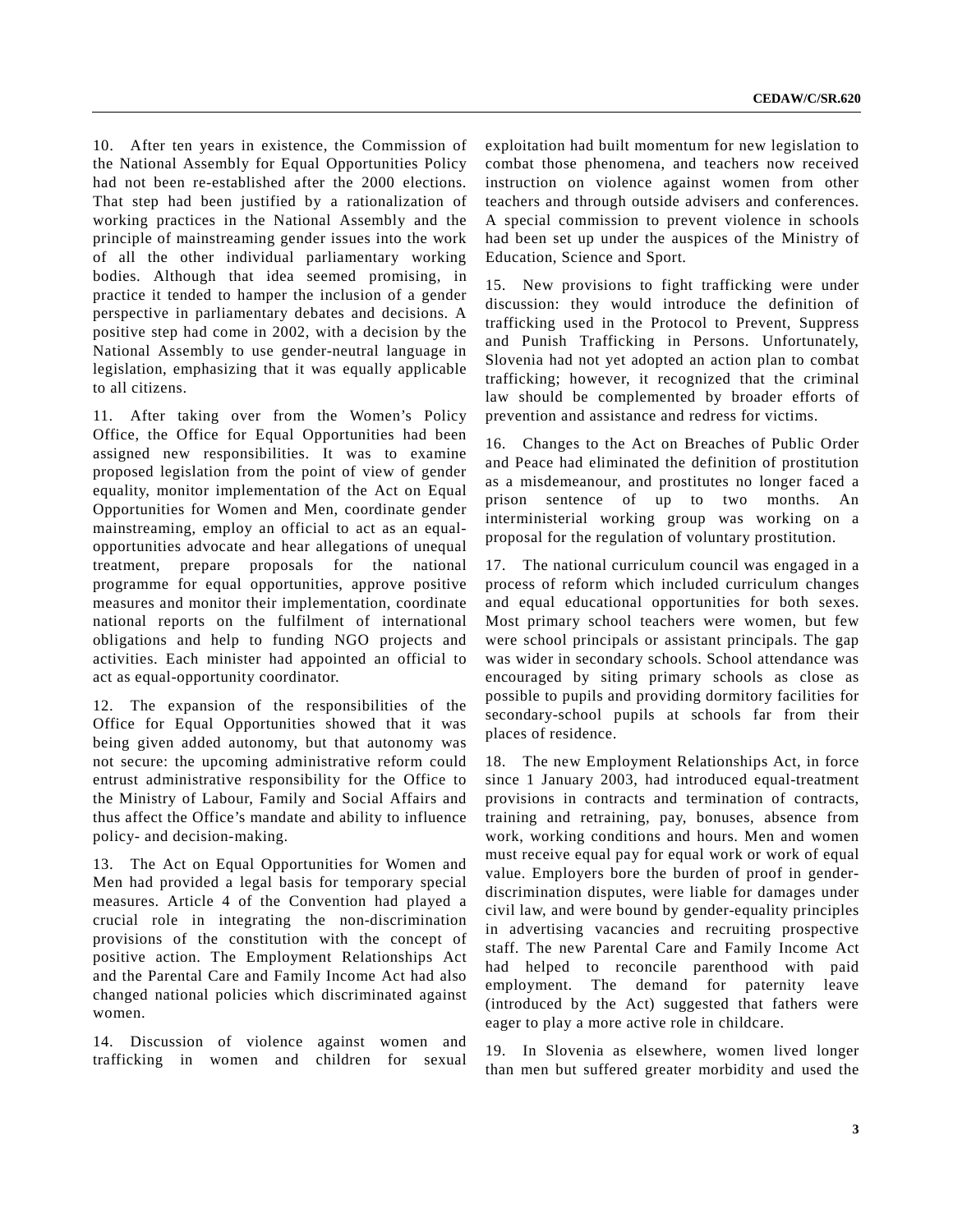10. After ten years in existence, the Commission of the National Assembly for Equal Opportunities Policy had not been re-established after the 2000 elections. That step had been justified by a rationalization of working practices in the National Assembly and the principle of mainstreaming gender issues into the work of all the other individual parliamentary working bodies. Although that idea seemed promising, in practice it tended to hamper the inclusion of a gender perspective in parliamentary debates and decisions. A positive step had come in 2002, with a decision by the National Assembly to use gender-neutral language in legislation, emphasizing that it was equally applicable to all citizens.

11. After taking over from the Women's Policy Office, the Office for Equal Opportunities had been assigned new responsibilities. It was to examine proposed legislation from the point of view of gender equality, monitor implementation of the Act on Equal Opportunities for Women and Men, coordinate gender mainstreaming, employ an official to act as an equal-opportunities advocate and hear allegations of unequal treatment, prepare proposals for the national programme for equal opportunities, approve positive measures and monitor their implementation, coordinate national reports on the fulfilment of international obligations and help to funding NGO projects and activities. Each minister had appointed an official to act as equal-opportunity coordinator.

12. The expansion of the responsibilities of the Office for Equal Opportunities showed that it was being given added autonomy, but that autonomy was not secure: the upcoming administrative reform could entrust administrative responsibility for the Office to the Ministry of Labour, Family and Social Affairs and thus affect the Office's mandate and ability to influence policy- and decision-making.

13. The Act on Equal Opportunities for Women and Men had provided a legal basis for temporary special measures. Article 4 of the Convention had played a crucial role in integrating the non-discrimination provisions of the constitution with the concept of positive action. The Employment Relationships Act and the Parental Care and Family Income Act had also changed national policies which discriminated against women.

14. Discussion of violence against women and trafficking in women and children for sexual exploitation had built momentum for new legislation to combat those phenomena, and teachers now received instruction on violence against women from other teachers and through outside advisers and conferences. A special commission to prevent violence in schools had been set up under the auspices of the Ministry of Education, Science and Sport.

15. New provisions to fight trafficking were under discussion: they would introduce the definition of trafficking used in the Protocol to Prevent, Suppress and Punish Trafficking in Persons. Unfortunately, Slovenia had not yet adopted an action plan to combat trafficking; however, it recognized that the criminal law should be complemented by broader efforts of prevention and assistance and redress for victims.

16. Changes to the Act on Breaches of Public Order and Peace had eliminated the definition of prostitution as a misdemeanour, and prostitutes no longer faced a prison sentence of up to two months. An interministerial working group was working on a proposal for the regulation of voluntary prostitution.

17. The national curriculum council was engaged in a process of reform which included curriculum changes and equal educational opportunities for both sexes. Most primary school teachers were women, but few were school principals or assistant principals. The gap was wider in secondary schools. School attendance was encouraged by siting primary schools as close as possible to pupils and providing dormitory facilities for secondary-school pupils at schools far from their places of residence.

18. The new Employment Relationships Act, in force since 1 January 2003, had introduced equal-treatment provisions in contracts and termination of contracts, training and retraining, pay, bonuses, absence from work, working conditions and hours. Men and women must receive equal pay for equal work or work of equal value. Employers bore the burden of proof in gender-discrimination disputes, were liable for damages under civil law, and were bound by gender-equality principles in advertising vacancies and recruiting prospective staff. The new Parental Care and Family Income Act had helped to reconcile parenthood with paid employment. The demand for paternity leave (introduced by the Act) suggested that fathers were eager to play a more active role in childcare.

19. In Slovenia as elsewhere, women lived longer than men but suffered greater morbidity and used the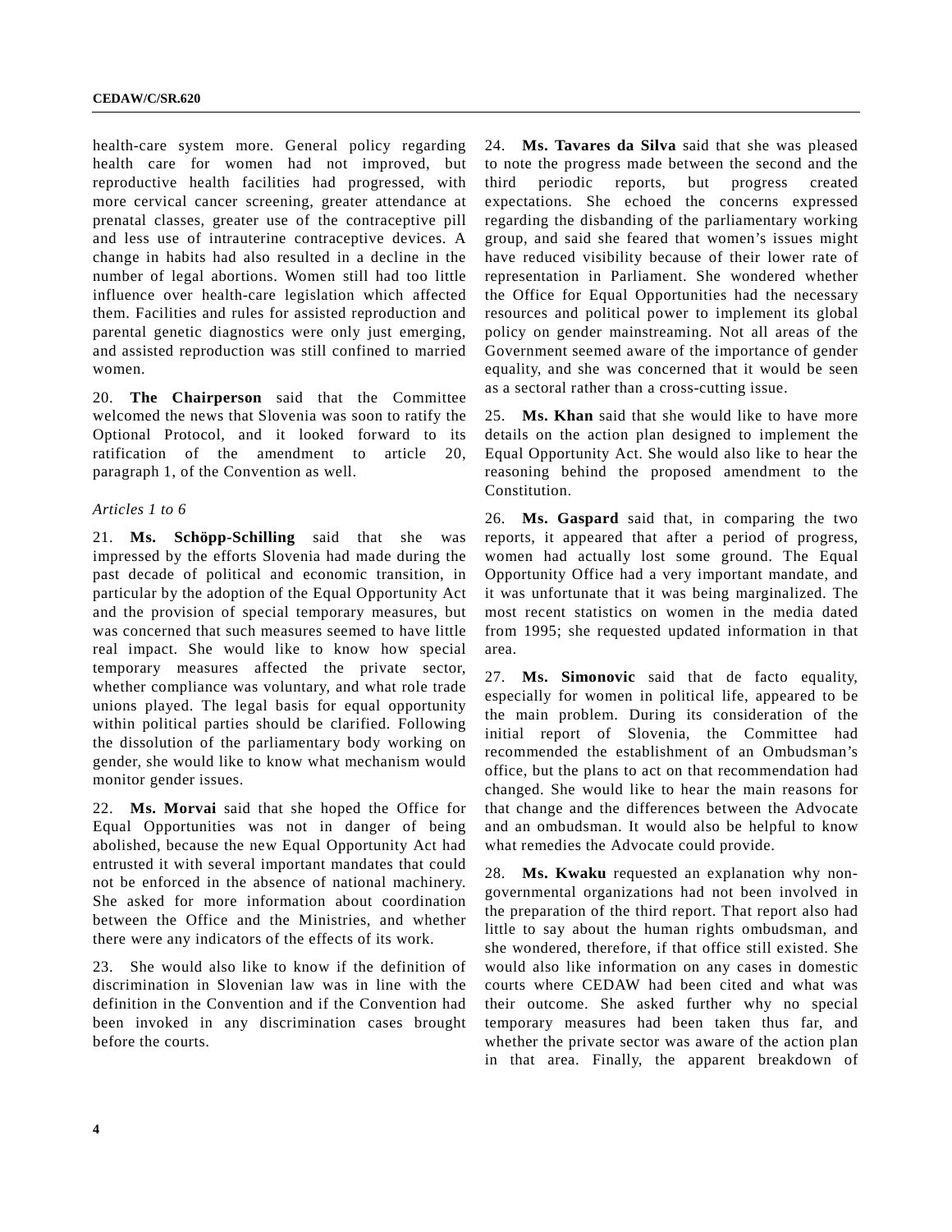health-care system more. General policy regarding health care for women had not improved, but reproductive health facilities had progressed, with more cervical cancer screening, greater attendance at prenatal classes, greater use of the contraceptive pill and less use of intrauterine contraceptive devices. A change in habits had also resulted in a decline in the number of legal abortions. Women still had too little influence over health-care legislation which affected them. Facilities and rules for assisted reproduction and parental genetic diagnostics were only just emerging, and assisted reproduction was still confined to married women.

20. **The Chairperson** said that the Committee welcomed the news that Slovenia was soon to ratify the Optional Protocol, and it looked forward to its ratification of the amendment to article 20, paragraph 1, of the Convention as well.

*Articles 1 to 6*

21. **Ms. Schöpp-Schilling** said that she was impressed by the efforts Slovenia had made during the past decade of political and economic transition, in particular by the adoption of the Equal Opportunity Act and the provision of special temporary measures, but was concerned that such measures seemed to have little real impact. She would like to know how special temporary measures affected the private sector, whether compliance was voluntary, and what role trade unions played. The legal basis for equal opportunity within political parties should be clarified. Following the dissolution of the parliamentary body working on gender, she would like to know what mechanism would monitor gender issues.

22. **Ms. Morvai** said that she hoped the Office for Equal Opportunities was not in danger of being abolished, because the new Equal Opportunity Act had entrusted it with several important mandates that could not be enforced in the absence of national machinery. She asked for more information about coordination between the Office and the Ministries, and whether there were any indicators of the effects of its work.

23. She would also like to know if the definition of discrimination in Slovenian law was in line with the definition in the Convention and if the Convention had been invoked in any discrimination cases brought before the courts.

24. **Ms. Tavares da Silva** said that she was pleased to note the progress made between the second and the third periodic reports, but progress created expectations. She echoed the concerns expressed regarding the disbanding of the parliamentary working group, and said she feared that women's issues might have reduced visibility because of their lower rate of representation in Parliament. She wondered whether the Office for Equal Opportunities had the necessary resources and political power to implement its global policy on gender mainstreaming. Not all areas of the Government seemed aware of the importance of gender equality, and she was concerned that it would be seen as a sectoral rather than a cross-cutting issue.

25. **Ms. Khan** said that she would like to have more details on the action plan designed to implement the Equal Opportunity Act. She would also like to hear the reasoning behind the proposed amendment to the Constitution.

26. **Ms. Gaspard** said that, in comparing the two reports, it appeared that after a period of progress, women had actually lost some ground. The Equal Opportunity Office had a very important mandate, and it was unfortunate that it was being marginalized. The most recent statistics on women in the media dated from 1995; she requested updated information in that area.

27. **Ms. Simonovic** said that de facto equality, especially for women in political life, appeared to be the main problem. During its consideration of the initial report of Slovenia, the Committee had recommended the establishment of an Ombudsman's office, but the plans to act on that recommendation had changed. She would like to hear the main reasons for that change and the differences between the Advocate and an ombudsman. It would also be helpful to know what remedies the Advocate could provide.

28. **Ms. Kwaku** requested an explanation why non-governmental organizations had not been involved in the preparation of the third report. That report also had little to say about the human rights ombudsman, and she wondered, therefore, if that office still existed. She would also like information on any cases in domestic courts where CEDAW had been cited and what was their outcome. She asked further why no special temporary measures had been taken thus far, and whether the private sector was aware of the action plan in that area. Finally, the apparent breakdown of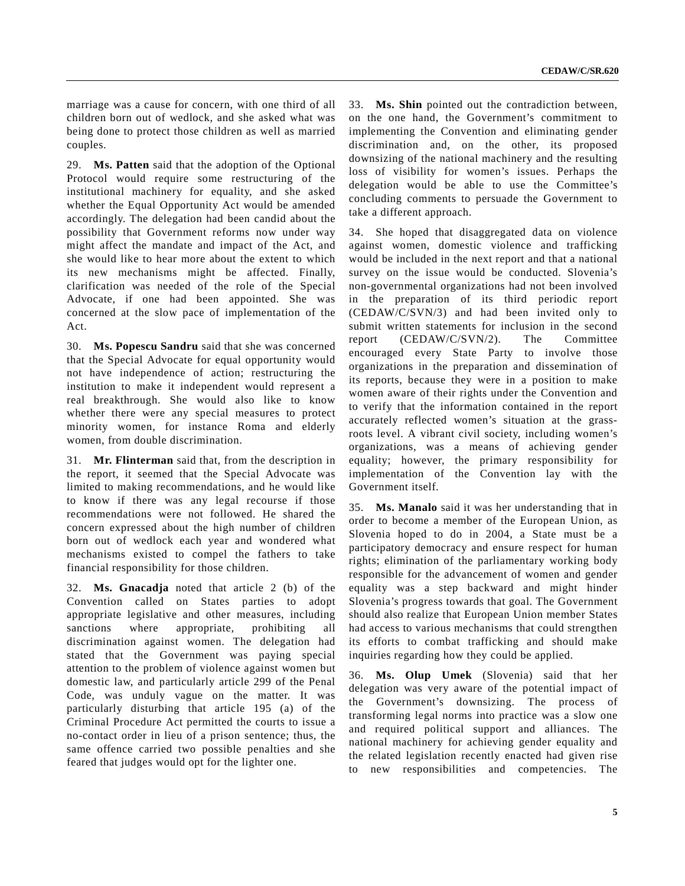marriage was a cause for concern, with one third of all children born out of wedlock, and she asked what was being done to protect those children as well as married couples.

29. **Ms. Patten** said that the adoption of the Optional Protocol would require some restructuring of the institutional machinery for equality, and she asked whether the Equal Opportunity Act would be amended accordingly. The delegation had been candid about the possibility that Government reforms now under way might affect the mandate and impact of the Act, and she would like to hear more about the extent to which its new mechanisms might be affected. Finally, clarification was needed of the role of the Special Advocate, if one had been appointed. She was concerned at the slow pace of implementation of the Act.

30. **Ms. Popescu Sandru** said that she was concerned that the Special Advocate for equal opportunity would not have independence of action; restructuring the institution to make it independent would represent a real breakthrough. She would also like to know whether there were any special measures to protect minority women, for instance Roma and elderly women, from double discrimination.

31. **Mr. Flinterman** said that, from the description in the report, it seemed that the Special Advocate was limited to making recommendations, and he would like to know if there was any legal recourse if those recommendations were not followed. He shared the concern expressed about the high number of children born out of wedlock each year and wondered what mechanisms existed to compel the fathers to take financial responsibility for those children.

32. **Ms. Gnacadja** noted that article 2 (b) of the Convention called on States parties to adopt appropriate legislative and other measures, including sanctions where appropriate, prohibiting all discrimination against women. The delegation had stated that the Government was paying special attention to the problem of violence against women but domestic law, and particularly article 299 of the Penal Code, was unduly vague on the matter. It was particularly disturbing that article 195 (a) of the Criminal Procedure Act permitted the courts to issue a no-contact order in lieu of a prison sentence; thus, the same offence carried two possible penalties and she feared that judges would opt for the lighter one.

33. **Ms. Shin** pointed out the contradiction between, on the one hand, the Government's commitment to implementing the Convention and eliminating gender discrimination and, on the other, its proposed downsizing of the national machinery and the resulting loss of visibility for women's issues. Perhaps the delegation would be able to use the Committee's concluding comments to persuade the Government to take a different approach.

34. She hoped that disaggregated data on violence against women, domestic violence and trafficking would be included in the next report and that a national survey on the issue would be conducted. Slovenia's non-governmental organizations had not been involved in the preparation of its third periodic report (CEDAW/C/SVN/3) and had been invited only to submit written statements for inclusion in the second report (CEDAW/C/SVN/2). The Committee encouraged every State Party to involve those organizations in the preparation and dissemination of its reports, because they were in a position to make women aware of their rights under the Convention and to verify that the information contained in the report accurately reflected women's situation at the grass-roots level. A vibrant civil society, including women's organizations, was a means of achieving gender equality; however, the primary responsibility for implementation of the Convention lay with the Government itself.

35. **Ms. Manalo** said it was her understanding that in order to become a member of the European Union, as Slovenia hoped to do in 2004, a State must be a participatory democracy and ensure respect for human rights; elimination of the parliamentary working body responsible for the advancement of women and gender equality was a step backward and might hinder Slovenia's progress towards that goal. The Government should also realize that European Union member States had access to various mechanisms that could strengthen its efforts to combat trafficking and should make inquiries regarding how they could be applied.

36. **Ms. Olup Umek** (Slovenia) said that her delegation was very aware of the potential impact of the Government's downsizing. The process of transforming legal norms into practice was a slow one and required political support and alliances. The national machinery for achieving gender equality and the related legislation recently enacted had given rise to new responsibilities and competencies. The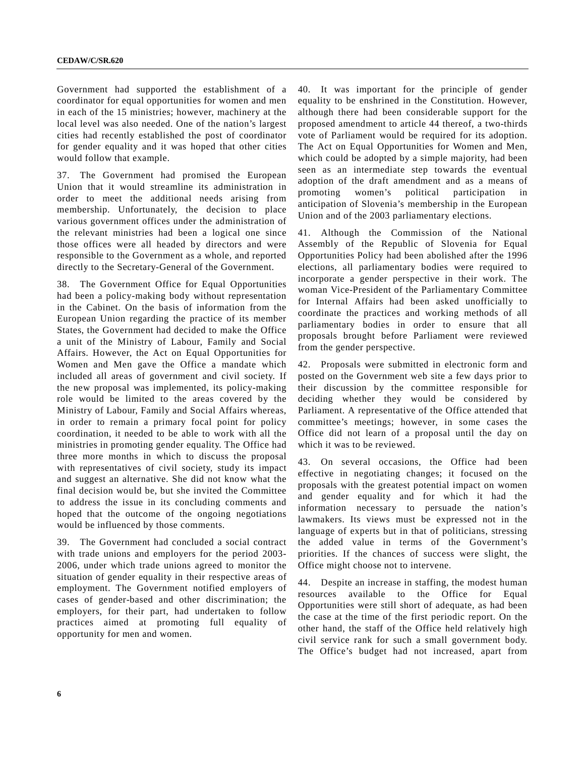Government had supported the establishment of a coordinator for equal opportunities for women and men in each of the 15 ministries; however, machinery at the local level was also needed. One of the nation's largest cities had recently established the post of coordinator for gender equality and it was hoped that other cities would follow that example.

37. The Government had promised the European Union that it would streamline its administration in order to meet the additional needs arising from membership. Unfortunately, the decision to place various government offices under the administration of the relevant ministries had been a logical one since those offices were all headed by directors and were responsible to the Government as a whole, and reported directly to the Secretary-General of the Government.

38. The Government Office for Equal Opportunities had been a policy-making body without representation in the Cabinet. On the basis of information from the European Union regarding the practice of its member States, the Government had decided to make the Office a unit of the Ministry of Labour, Family and Social Affairs. However, the Act on Equal Opportunities for Women and Men gave the Office a mandate which included all areas of government and civil society. If the new proposal was implemented, its policy-making role would be limited to the areas covered by the Ministry of Labour, Family and Social Affairs whereas, in order to remain a primary focal point for policy coordination, it needed to be able to work with all the ministries in promoting gender equality. The Office had three more months in which to discuss the proposal with representatives of civil society, study its impact and suggest an alternative. She did not know what the final decision would be, but she invited the Committee to address the issue in its concluding comments and hoped that the outcome of the ongoing negotiations would be influenced by those comments.

39. The Government had concluded a social contract with trade unions and employers for the period 2003-2006, under which trade unions agreed to monitor the situation of gender equality in their respective areas of employment. The Government notified employers of cases of gender-based and other discrimination; the employers, for their part, had undertaken to follow practices aimed at promoting full equality of opportunity for men and women.

40. It was important for the principle of gender equality to be enshrined in the Constitution. However, although there had been considerable support for the proposed amendment to article 44 thereof, a two-thirds vote of Parliament would be required for its adoption. The Act on Equal Opportunities for Women and Men, which could be adopted by a simple majority, had been seen as an intermediate step towards the eventual adoption of the draft amendment and as a means of promoting women's political participation in anticipation of Slovenia's membership in the European Union and of the 2003 parliamentary elections.

41. Although the Commission of the National Assembly of the Republic of Slovenia for Equal Opportunities Policy had been abolished after the 1996 elections, all parliamentary bodies were required to incorporate a gender perspective in their work. The woman Vice-President of the Parliamentary Committee for Internal Affairs had been asked unofficially to coordinate the practices and working methods of all parliamentary bodies in order to ensure that all proposals brought before Parliament were reviewed from the gender perspective.

42. Proposals were submitted in electronic form and posted on the Government web site a few days prior to their discussion by the committee responsible for deciding whether they would be considered by Parliament. A representative of the Office attended that committee's meetings; however, in some cases the Office did not learn of a proposal until the day on which it was to be reviewed.

43. On several occasions, the Office had been effective in negotiating changes; it focused on the proposals with the greatest potential impact on women and gender equality and for which it had the information necessary to persuade the nation's lawmakers. Its views must be expressed not in the language of experts but in that of politicians, stressing the added value in terms of the Government's priorities. If the chances of success were slight, the Office might choose not to intervene.

44. Despite an increase in staffing, the modest human resources available to the Office for Equal Opportunities were still short of adequate, as had been the case at the time of the first periodic report. On the other hand, the staff of the Office held relatively high civil service rank for such a small government body. The Office's budget had not increased, apart from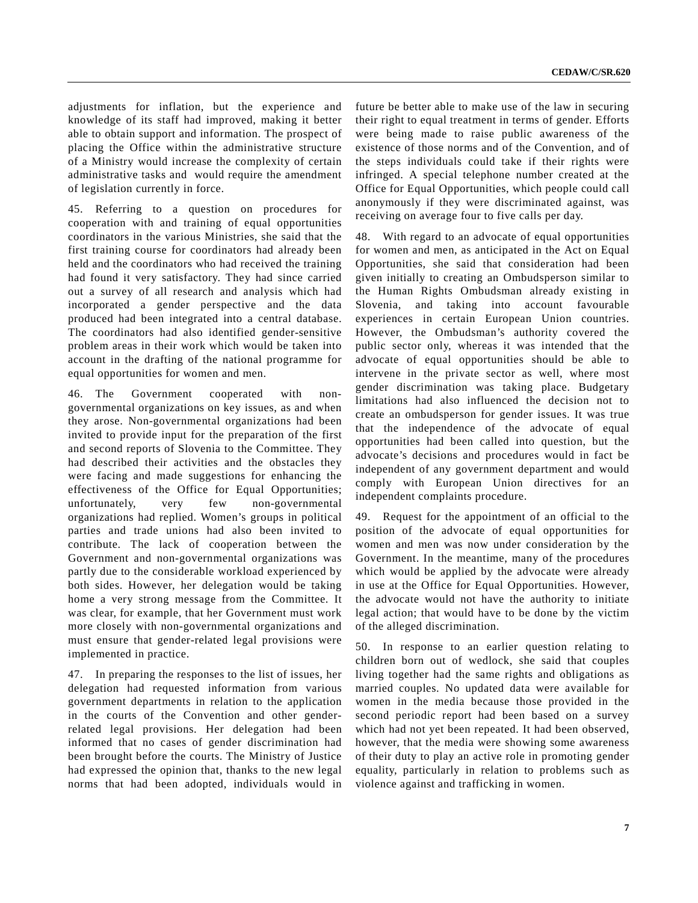adjustments for inflation, but the experience and knowledge of its staff had improved, making it better able to obtain support and information. The prospect of placing the Office within the administrative structure of a Ministry would increase the complexity of certain administrative tasks and would require the amendment of legislation currently in force.

45. Referring to a question on procedures for cooperation with and training of equal opportunities coordinators in the various Ministries, she said that the first training course for coordinators had already been held and the coordinators who had received the training had found it very satisfactory. They had since carried out a survey of all research and analysis which had incorporated a gender perspective and the data produced had been integrated into a central database. The coordinators had also identified gender-sensitive problem areas in their work which would be taken into account in the drafting of the national programme for equal opportunities for women and men.

46. The Government cooperated with non-governmental organizations on key issues, as and when they arose. Non-governmental organizations had been invited to provide input for the preparation of the first and second reports of Slovenia to the Committee. They had described their activities and the obstacles they were facing and made suggestions for enhancing the effectiveness of the Office for Equal Opportunities; unfortunately, very few non-governmental organizations had replied. Women's groups in political parties and trade unions had also been invited to contribute. The lack of cooperation between the Government and non-governmental organizations was partly due to the considerable workload experienced by both sides. However, her delegation would be taking home a very strong message from the Committee. It was clear, for example, that her Government must work more closely with non-governmental organizations and must ensure that gender-related legal provisions were implemented in practice.

47. In preparing the responses to the list of issues, her delegation had requested information from various government departments in relation to the application in the courts of the Convention and other gender-related legal provisions. Her delegation had been informed that no cases of gender discrimination had been brought before the courts. The Ministry of Justice had expressed the opinion that, thanks to the new legal norms that had been adopted, individuals would in future be better able to make use of the law in securing their right to equal treatment in terms of gender. Efforts were being made to raise public awareness of the existence of those norms and of the Convention, and of the steps individuals could take if their rights were infringed. A special telephone number created at the Office for Equal Opportunities, which people could call anonymously if they were discriminated against, was receiving on average four to five calls per day.

48. With regard to an advocate of equal opportunities for women and men, as anticipated in the Act on Equal Opportunities, she said that consideration had been given initially to creating an Ombudsperson similar to the Human Rights Ombudsman already existing in Slovenia, and taking into account favourable experiences in certain European Union countries. However, the Ombudsman's authority covered the public sector only, whereas it was intended that the advocate of equal opportunities should be able to intervene in the private sector as well, where most gender discrimination was taking place. Budgetary limitations had also influenced the decision not to create an ombudsperson for gender issues. It was true that the independence of the advocate of equal opportunities had been called into question, but the advocate's decisions and procedures would in fact be independent of any government department and would comply with European Union directives for an independent complaints procedure.

49. Request for the appointment of an official to the position of the advocate of equal opportunities for women and men was now under consideration by the Government. In the meantime, many of the procedures which would be applied by the advocate were already in use at the Office for Equal Opportunities. However, the advocate would not have the authority to initiate legal action; that would have to be done by the victim of the alleged discrimination.

50. In response to an earlier question relating to children born out of wedlock, she said that couples living together had the same rights and obligations as married couples. No updated data were available for women in the media because those provided in the second periodic report had been based on a survey which had not yet been repeated. It had been observed, however, that the media were showing some awareness of their duty to play an active role in promoting gender equality, particularly in relation to problems such as violence against and trafficking in women.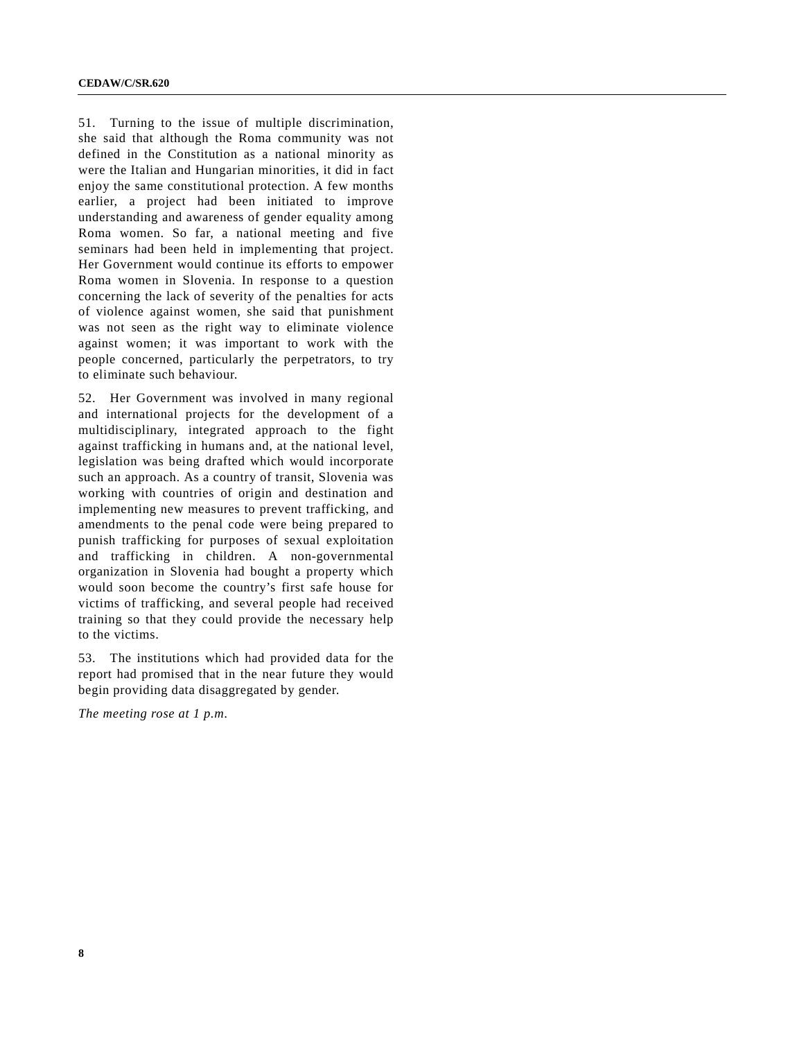51. Turning to the issue of multiple discrimination, she said that although the Roma community was not defined in the Constitution as a national minority as were the Italian and Hungarian minorities, it did in fact enjoy the same constitutional protection. A few months earlier, a project had been initiated to improve understanding and awareness of gender equality among Roma women. So far, a national meeting and five seminars had been held in implementing that project. Her Government would continue its efforts to empower Roma women in Slovenia. In response to a question concerning the lack of severity of the penalties for acts of violence against women, she said that punishment was not seen as the right way to eliminate violence against women; it was important to work with the people concerned, particularly the perpetrators, to try to eliminate such behaviour.

52. Her Government was involved in many regional and international projects for the development of a multidisciplinary, integrated approach to the fight against trafficking in humans and, at the national level, legislation was being drafted which would incorporate such an approach. As a country of transit, Slovenia was working with countries of origin and destination and implementing new measures to prevent trafficking, and amendments to the penal code were being prepared to punish trafficking for purposes of sexual exploitation and trafficking in children. A non-governmental organization in Slovenia had bought a property which would soon become the country's first safe house for victims of trafficking, and several people had received training so that they could provide the necessary help to the victims.

53. The institutions which had provided data for the report had promised that in the near future they would begin providing data disaggregated by gender.

*The meeting rose at 1 p.m.*